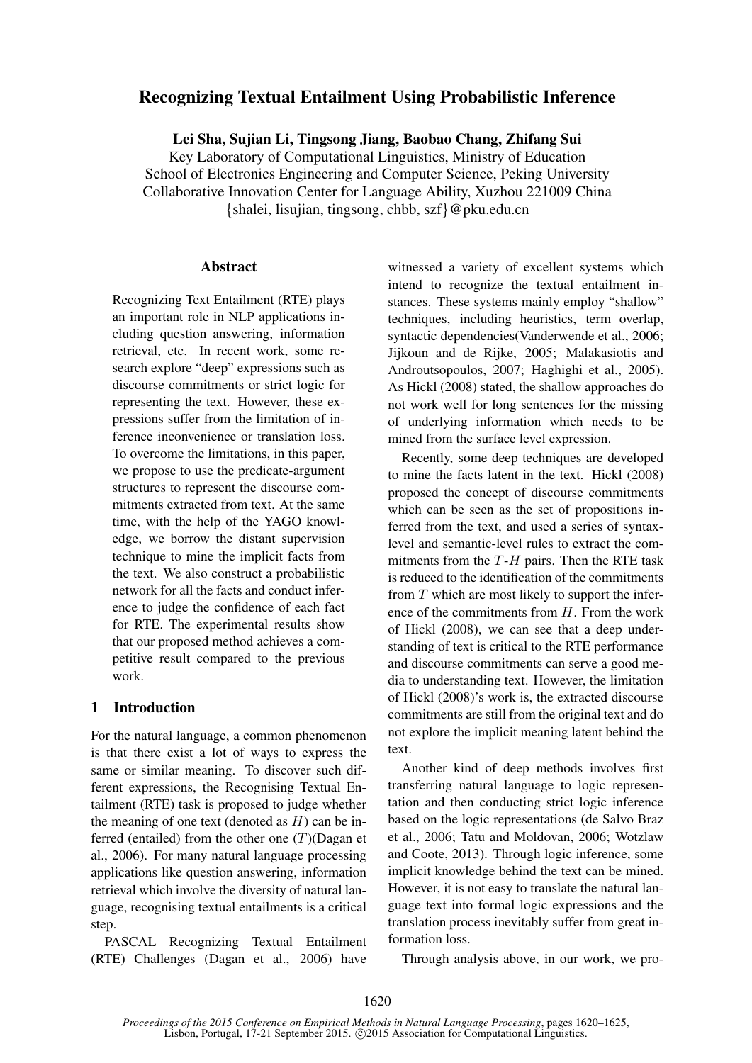# Recognizing Textual Entailment Using Probabilistic Inference

**Lei Sha, Sujian Li, Tingsong Jiang, Baobao Chang, Zhifang Sui**

Key Laboratory of Computational Linguistics, Ministry of Education
School of Electronics Engineering and Computer Science, Peking University
Collaborative Innovation Center for Language Ability, Xuzhou 221009 China
{shalei, lisujian, tingsong, chbb, szf}@pku.edu.cn

## Abstract

Recognizing Text Entailment (RTE) plays an important role in NLP applications including question answering, information retrieval, etc. In recent work, some research explore "deep" expressions such as discourse commitments or strict logic for representing the text. However, these expressions suffer from the limitation of inference inconvenience or translation loss. To overcome the limitations, in this paper, we propose to use the predicate-argument structures to represent the discourse commitments extracted from text. At the same time, with the help of the YAGO knowledge, we borrow the distant supervision technique to mine the implicit facts from the text. We also construct a probabilistic network for all the facts and conduct inference to judge the confidence of each fact for RTE. The experimental results show that our proposed method achieves a competitive result compared to the previous work.

## 1 Introduction

For the natural language, a common phenomenon is that there exist a lot of ways to express the same or similar meaning. To discover such different expressions, the Recognising Textual Entailment (RTE) task is proposed to judge whether the meaning of one text (denoted as $H$) can be inferred (entailed) from the other one ($T$)(Dagan et al., 2006). For many natural language processing applications like question answering, information retrieval which involve the diversity of natural language, recognising textual entailments is a critical step.

PASCAL Recognizing Textual Entailment (RTE) Challenges (Dagan et al., 2006) have witnessed a variety of excellent systems which intend to recognize the textual entailment instances. These systems mainly employ "shallow" techniques, including heuristics, term overlap, syntactic dependencies(Vanderwende et al., 2006; Jijkoun and de Rijke, 2005; Malakasiotis and Androutsopoulos, 2007; Haghighi et al., 2005). As Hickl (2008) stated, the shallow approaches do not work well for long sentences for the missing of underlying information which needs to be mined from the surface level expression.

Recently, some deep techniques are developed to mine the facts latent in the text. Hickl (2008) proposed the concept of discourse commitments which can be seen as the set of propositions inferred from the text, and used a series of syntax-level and semantic-level rules to extract the commitments from the $T$-$H$ pairs. Then the RTE task is reduced to the identification of the commitments from $T$ which are most likely to support the inference of the commitments from $H$. From the work of Hickl (2008), we can see that a deep understanding of text is critical to the RTE performance and discourse commitments can serve a good media to understanding text. However, the limitation of Hickl (2008)'s work is, the extracted discourse commitments are still from the original text and do not explore the implicit meaning latent behind the text.

Another kind of deep methods involves first transferring natural language to logic representation and then conducting strict logic inference based on the logic representations (de Salvo Braz et al., 2006; Tatu and Moldovan, 2006; Wotzlaw and Coote, 2013). Through logic inference, some implicit knowledge behind the text can be mined. However, it is not easy to translate the natural language text into formal logic expressions and the translation process inevitably suffer from great information loss.

Through analysis above, in our work, we pro-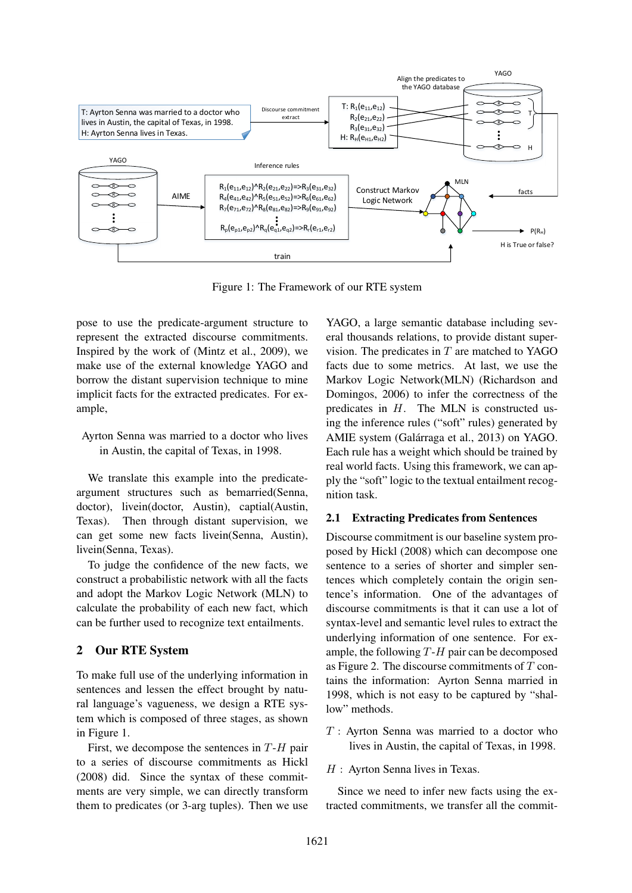Figure 1: The Framework of our RTE system

pose to use the predicate-argument structure to represent the extracted discourse commitments. Inspired by the work of (Mintz et al., 2009), we make use of the external knowledge YAGO and borrow the distant supervision technique to mine implicit facts for the extracted predicates. For example,

> Ayrton Senna was married to a doctor who lives in Austin, the capital of Texas, in 1998.

We translate this example into the predicate-argument structures such as bemarried(Senna, doctor), livein(doctor, Austin), captial(Austin, Texas). Then through distant supervision, we can get some new facts livein(Senna, Austin), livein(Senna, Texas).

To judge the confidence of the new facts, we construct a probabilistic network with all the facts and adopt the Markov Logic Network (MLN) to calculate the probability of each new fact, which can be further used to recognize text entailments.

## 2 Our RTE System

To make full use of the underlying information in sentences and lessen the effect brought by natural language's vagueness, we design a RTE system which is composed of three stages, as shown in Figure 1.

First, we decompose the sentences in $T$-$H$ pair to a series of discourse commitments as Hickl (2008) did. Since the syntax of these commitments are very simple, we can directly transform them to predicates (or 3-arg tuples). Then we use YAGO, a large semantic database including several thousands relations, to provide distant supervision. The predicates in $T$ are matched to YAGO facts due to some metrics. At last, we use the Markov Logic Network(MLN) (Richardson and Domingos, 2006) to infer the correctness of the predicates in $H$. The MLN is constructed using the inference rules ("soft" rules) generated by AMIE system (Galárraga et al., 2013) on YAGO. Each rule has a weight which should be trained by real world facts. Using this framework, we can apply the "soft" logic to the textual entailment recognition task.

### 2.1 Extracting Predicates from Sentences

Discourse commitment is our baseline system proposed by Hickl (2008) which can decompose one sentence to a series of shorter and simpler sentences which completely contain the origin sentence's information. One of the advantages of discourse commitments is that it can use a lot of syntax-level and semantic level rules to extract the underlying information of one sentence. For example, the following $T$-$H$ pair can be decomposed as Figure 2. The discourse commitments of $T$ contains the information: Ayrton Senna married in 1998, which is not easy to be captured by "shallow" methods.

$T$ : Ayrton Senna was married to a doctor who lives in Austin, the capital of Texas, in 1998.

$H$ : Ayrton Senna lives in Texas.

Since we need to infer new facts using the extracted commitments, we transfer all the commit-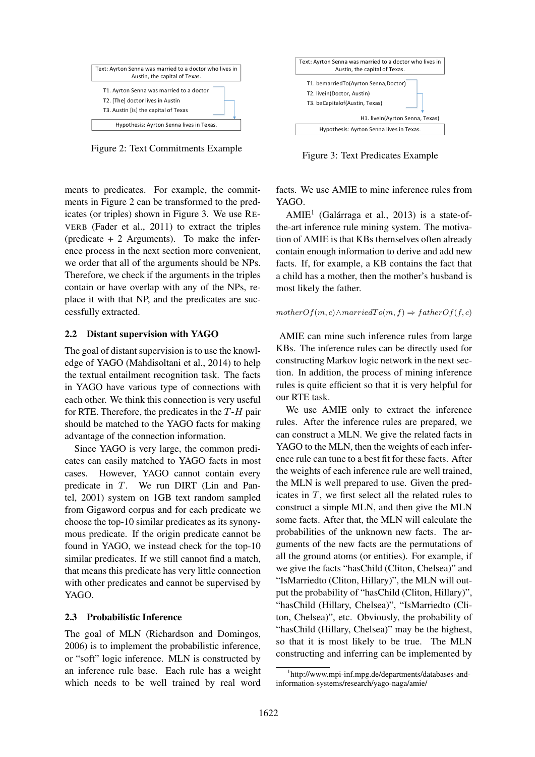Text: Ayrton Senna was married to a doctor who lives in Austin, the capital of Texas.

T1. Ayrton Senna was married to a doctor
T2. [The] doctor lives in Austin
T3. Austin [is] the capital of Texas

Hypothesis: Ayrton Senna lives in Texas.

Figure 2: Text Commitments Example

Text: Ayrton Senna was married to a doctor who lives in Austin, the capital of Texas.

T1. bemarriedTo(Ayrton Senna,Doctor)
T2. livein(Doctor, Austin)
T3. beCapitalof(Austin, Texas)

H1. livein(Ayrton Senna, Texas)

Hypothesis: Ayrton Senna lives in Texas.

Figure 3: Text Predicates Example

ments to predicates. For example, the commitments in Figure 2 can be transformed to the predicates (or triples) shown in Figure 3. We use REVERB (Fader et al., 2011) to extract the triples (predicate + 2 Arguments). To make the inference process in the next section more convenient, we order that all of the arguments should be NPs. Therefore, we check if the arguments in the triples contain or have overlap with any of the NPs, replace it with that NP, and the predicates are successfully extracted.

## 2.2 Distant supervision with YAGO

The goal of distant supervision is to use the knowledge of YAGO (Mahdisoltani et al., 2014) to help the textual entailment recognition task. The facts in YAGO have various type of connections with each other. We think this connection is very useful for RTE. Therefore, the predicates in the $T$-$H$ pair should be matched to the YAGO facts for making advantage of the connection information.

Since YAGO is very large, the common predicates can easily matched to YAGO facts in most cases. However, YAGO cannot contain every predicate in $T$. We run DIRT (Lin and Pantel, 2001) system on 1GB text random sampled from Gigaword corpus and for each predicate we choose the top-10 similar predicates as its synonymous predicate. If the origin predicate cannot be found in YAGO, we instead check for the top-10 similar predicates. If we still cannot find a match, that means this predicate has very little connection with other predicates and cannot be supervised by YAGO.

## 2.3 Probabilistic Inference

The goal of MLN (Richardson and Domingos, 2006) is to implement the probabilistic inference, or "soft" logic inference. MLN is constructed by an inference rule base. Each rule has a weight which needs to be well trained by real word facts. We use AMIE to mine inference rules from YAGO.

AMIE[1] (Galárraga et al., 2013) is a state-of-the-art inference rule mining system. The motivation of AMIE is that KBs themselves often already contain enough information to derive and add new facts. If, for example, a KB contains the fact that a child has a mother, then the mother's husband is most likely the father.

$$motherOf(m, c) \wedge marriedTo(m, f) \Rightarrow fatherOf(f, c)$$

AMIE can mine such inference rules from large KBs. The inference rules can be directly used for constructing Markov logic network in the next section. In addition, the process of mining inference rules is quite efficient so that it is very helpful for our RTE task.

We use AMIE only to extract the inference rules. After the inference rules are prepared, we can construct a MLN. We give the related facts in YAGO to the MLN, then the weights of each inference rule can tune to a best fit for these facts. After the weights of each inference rule are well trained, the MLN is well prepared to use. Given the predicates in $T$, we first select all the related rules to construct a simple MLN, and then give the MLN some facts. After that, the MLN will calculate the probabilities of the unknown new facts. The arguments of the new facts are the permutations of all the ground atoms (or entities). For example, if we give the facts "hasChild (Cliton, Chelsea)" and "IsMarriedto (Cliton, Hillary)", the MLN will output the probability of "hasChild (Cliton, Hillary)", "hasChild (Hillary, Chelsea)", "IsMarriedto (Cliton, Chelsea)", etc. Obviously, the probability of "hasChild (Hillary, Chelsea)" may be the highest, so that it is most likely to be true. The MLN constructing and inferring can be implemented by

[1] http://www.mpi-inf.mpg.de/departments/databases-and-information-systems/research/yago-naga/amie/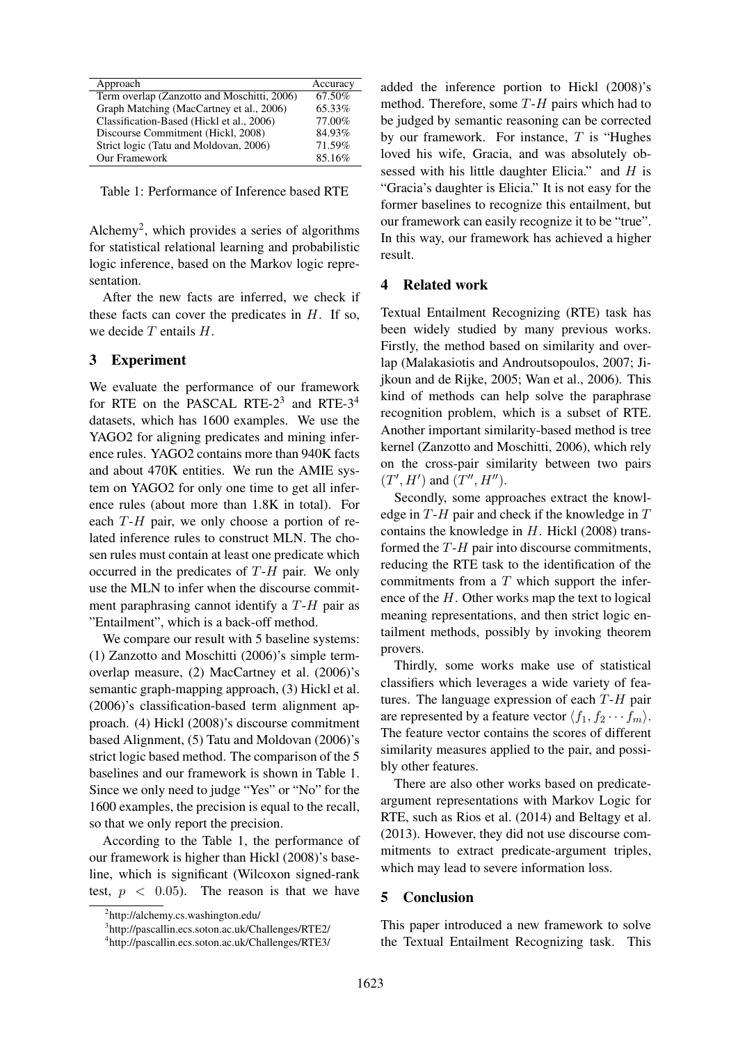| Approach | Accuracy |
|---|---|
| Term overlap (Zanzotto and Moschitti, 2006) | 67.50% |
| Graph Matching (MacCartney et al., 2006) | 65.33% |
| Classification-Based (Hickl et al., 2006) | 77.00% |
| Discourse Commitment (Hickl, 2008) | 84.93% |
| Strict logic (Tatu and Moldovan, 2006) | 71.59% |
| Our Framework | 85.16% |

Table 1: Performance of Inference based RTE

Alchemy[2], which provides a series of algorithms for statistical relational learning and probabilistic logic inference, based on the Markov logic representation.

After the new facts are inferred, we check if these facts can cover the predicates in $H$. If so, we decide $T$ entails $H$.

## 3 Experiment

We evaluate the performance of our framework for RTE on the PASCAL RTE-2[3] and RTE-3[4] datasets, which has 1600 examples. We use the YAGO2 for aligning predicates and mining inference rules. YAGO2 contains more than 940K facts and about 470K entities. We run the AMIE system on YAGO2 for only one time to get all inference rules (about more than 1.8K in total). For each $T$-$H$ pair, we only choose a portion of related inference rules to construct MLN. The chosen rules must contain at least one predicate which occurred in the predicates of $T$-$H$ pair. We only use the MLN to infer when the discourse commitment paraphrasing cannot identify a $T$-$H$ pair as "Entailment", which is a back-off method.

We compare our result with 5 baseline systems: (1) Zanzotto and Moschitti (2006)'s simple term-overlap measure, (2) MacCartney et al. (2006)'s semantic graph-mapping approach, (3) Hickl et al. (2006)'s classification-based term alignment approach. (4) Hickl (2008)'s discourse commitment based Alignment, (5) Tatu and Moldovan (2006)'s strict logic based method. The comparison of the 5 baselines and our framework is shown in Table 1. Since we only need to judge "Yes" or "No" for the 1600 examples, the precision is equal to the recall, so that we only report the precision.

According to the Table 1, the performance of our framework is higher than Hickl (2008)'s baseline, which is significant (Wilcoxon signed-rank test, $p < 0.05$). The reason is that we have added the inference portion to Hickl (2008)'s method. Therefore, some $T$-$H$ pairs which had to be judged by semantic reasoning can be corrected by our framework. For instance, $T$ is "Hughes loved his wife, Gracia, and was absolutely obsessed with his little daughter Elicia." and $H$ is "Gracia's daughter is Elicia." It is not easy for the former baselines to recognize this entailment, but our framework can easily recognize it to be "true". In this way, our framework has achieved a higher result.

## 4 Related work

Textual Entailment Recognizing (RTE) task has been widely studied by many previous works. Firstly, the method based on similarity and overlap (Malakasiotis and Androutsopoulos, 2007; Jijkoun and de Rijke, 2005; Wan et al., 2006). This kind of methods can help solve the paraphrase recognition problem, which is a subset of RTE. Another important similarity-based method is tree kernel (Zanzotto and Moschitti, 2006), which rely on the cross-pair similarity between two pairs $(T', H')$ and $(T'', H'')$.

Secondly, some approaches extract the knowledge in $T$-$H$ pair and check if the knowledge in $T$ contains the knowledge in $H$. Hickl (2008) transformed the $T$-$H$ pair into discourse commitments, reducing the RTE task to the identification of the commitments from a $T$ which support the inference of the $H$. Other works map the text to logical meaning representations, and then strict logic entailment methods, possibly by invoking theorem provers.

Thirdly, some works make use of statistical classifiers which leverages a wide variety of features. The language expression of each $T$-$H$ pair are represented by a feature vector $\langle f_1, f_2 \cdots f_m \rangle$. The feature vector contains the scores of different similarity measures applied to the pair, and possibly other features.

There are also other works based on predicate-argument representations with Markov Logic for RTE, such as Rios et al. (2014) and Beltagy et al. (2013). However, they did not use discourse commitments to extract predicate-argument triples, which may lead to severe information loss.

## 5 Conclusion

This paper introduced a new framework to solve the Textual Entailment Recognizing task. This

[2] http://alchemy.cs.washington.edu/

[3] http://pascallin.ecs.soton.ac.uk/Challenges/RTE2/

[4] http://pascallin.ecs.soton.ac.uk/Challenges/RTE3/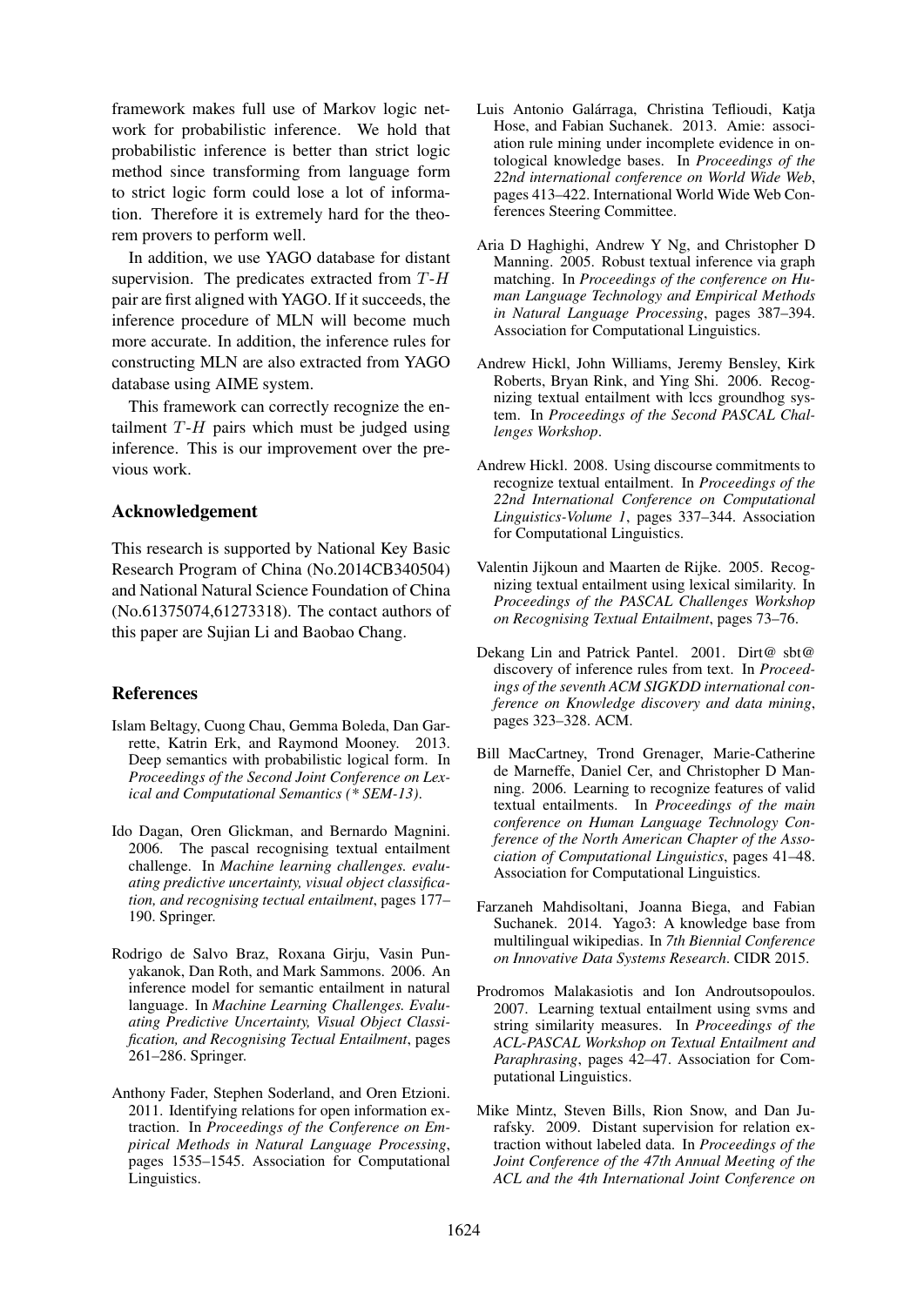framework makes full use of Markov logic network for probabilistic inference. We hold that probabilistic inference is better than strict logic method since transforming from language form to strict logic form could lose a lot of information. Therefore it is extremely hard for the theorem provers to perform well.

In addition, we use YAGO database for distant supervision. The predicates extracted from $T$-$H$ pair are first aligned with YAGO. If it succeeds, the inference procedure of MLN will become much more accurate. In addition, the inference rules for constructing MLN are also extracted from YAGO database using AIME system.

This framework can correctly recognize the entailment $T$-$H$ pairs which must be judged using inference. This is our improvement over the previous work.

## Acknowledgement

This research is supported by National Key Basic Research Program of China (No.2014CB340504) and National Natural Science Foundation of China (No.61375074,61273318). The contact authors of this paper are Sujian Li and Baobao Chang.

## References

Islam Beltagy, Cuong Chau, Gemma Boleda, Dan Garrette, Katrin Erk, and Raymond Mooney. 2013. Deep semantics with probabilistic logical form. In *Proceedings of the Second Joint Conference on Lexical and Computational Semantics (* SEM-13)*.

Ido Dagan, Oren Glickman, and Bernardo Magnini. 2006. The pascal recognising textual entailment challenge. In *Machine learning challenges. evaluating predictive uncertainty, visual object classification, and recognising tectual entailment*, pages 177–190. Springer.

Rodrigo de Salvo Braz, Roxana Girju, Vasin Punyakanok, Dan Roth, and Mark Sammons. 2006. An inference model for semantic entailment in natural language. In *Machine Learning Challenges. Evaluating Predictive Uncertainty, Visual Object Classification, and Recognising Tectual Entailment*, pages 261–286. Springer.

Anthony Fader, Stephen Soderland, and Oren Etzioni. 2011. Identifying relations for open information extraction. In *Proceedings of the Conference on Empirical Methods in Natural Language Processing*, pages 1535–1545. Association for Computational Linguistics.

Luis Antonio Galárraga, Christina Teflioudi, Katja Hose, and Fabian Suchanek. 2013. Amie: association rule mining under incomplete evidence in ontological knowledge bases. In *Proceedings of the 22nd international conference on World Wide Web*, pages 413–422. International World Wide Web Conferences Steering Committee.

Aria D Haghighi, Andrew Y Ng, and Christopher D Manning. 2005. Robust textual inference via graph matching. In *Proceedings of the conference on Human Language Technology and Empirical Methods in Natural Language Processing*, pages 387–394. Association for Computational Linguistics.

Andrew Hickl, John Williams, Jeremy Bensley, Kirk Roberts, Bryan Rink, and Ying Shi. 2006. Recognizing textual entailment with lccs groundhog system. In *Proceedings of the Second PASCAL Challenges Workshop*.

Andrew Hickl. 2008. Using discourse commitments to recognize textual entailment. In *Proceedings of the 22nd International Conference on Computational Linguistics-Volume 1*, pages 337–344. Association for Computational Linguistics.

Valentin Jijkoun and Maarten de Rijke. 2005. Recognizing textual entailment using lexical similarity. In *Proceedings of the PASCAL Challenges Workshop on Recognising Textual Entailment*, pages 73–76.

Dekang Lin and Patrick Pantel. 2001. Dirt@ sbt@ discovery of inference rules from text. In *Proceedings of the seventh ACM SIGKDD international conference on Knowledge discovery and data mining*, pages 323–328. ACM.

Bill MacCartney, Trond Grenager, Marie-Catherine de Marneffe, Daniel Cer, and Christopher D Manning. 2006. Learning to recognize features of valid textual entailments. In *Proceedings of the main conference on Human Language Technology Conference of the North American Chapter of the Association of Computational Linguistics*, pages 41–48. Association for Computational Linguistics.

Farzaneh Mahdisoltani, Joanna Biega, and Fabian Suchanek. 2014. Yago3: A knowledge base from multilingual wikipedias. In *7th Biennial Conference on Innovative Data Systems Research*. CIDR 2015.

Prodromos Malakasiotis and Ion Androutsopoulos. 2007. Learning textual entailment using svms and string similarity measures. In *Proceedings of the ACL-PASCAL Workshop on Textual Entailment and Paraphrasing*, pages 42–47. Association for Computational Linguistics.

Mike Mintz, Steven Bills, Rion Snow, and Dan Jurafsky. 2009. Distant supervision for relation extraction without labeled data. In *Proceedings of the Joint Conference of the 47th Annual Meeting of the ACL and the 4th International Joint Conference on*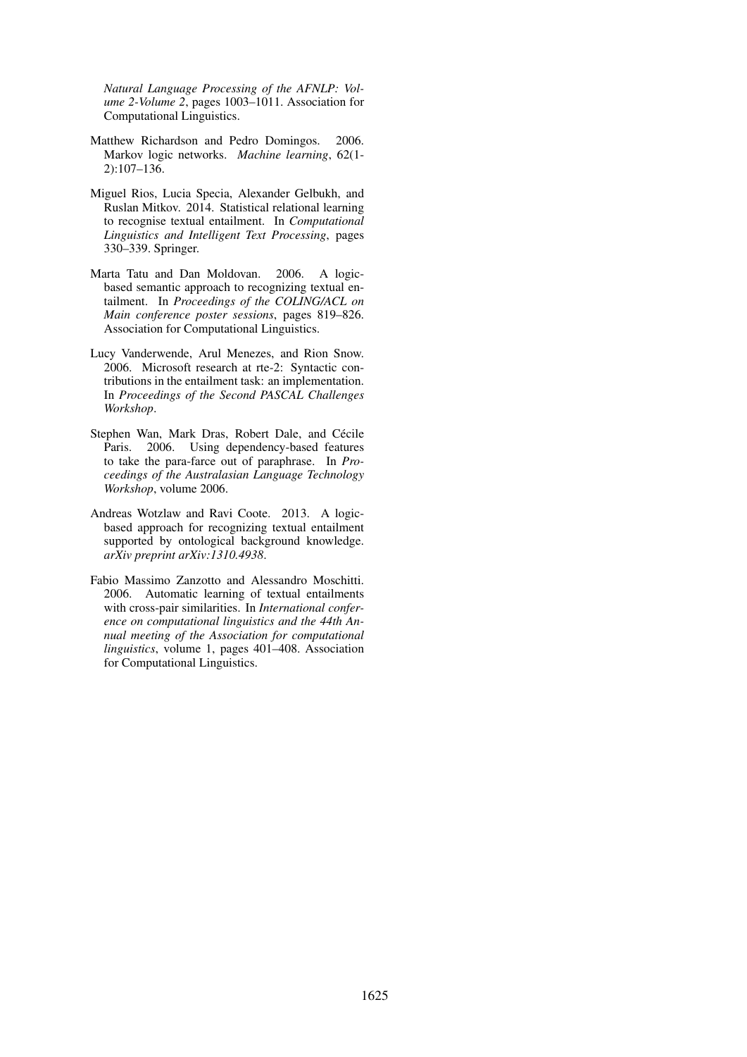*Natural Language Processing of the AFNLP: Volume 2-Volume 2*, pages 1003–1011. Association for Computational Linguistics.

Matthew Richardson and Pedro Domingos. 2006. Markov logic networks. *Machine learning*, 62(1-2):107–136.

Miguel Rios, Lucia Specia, Alexander Gelbukh, and Ruslan Mitkov. 2014. Statistical relational learning to recognise textual entailment. In *Computational Linguistics and Intelligent Text Processing*, pages 330–339. Springer.

Marta Tatu and Dan Moldovan. 2006. A logic-based semantic approach to recognizing textual entailment. In *Proceedings of the COLING/ACL on Main conference poster sessions*, pages 819–826. Association for Computational Linguistics.

Lucy Vanderwende, Arul Menezes, and Rion Snow. 2006. Microsoft research at rte-2: Syntactic contributions in the entailment task: an implementation. In *Proceedings of the Second PASCAL Challenges Workshop*.

Stephen Wan, Mark Dras, Robert Dale, and Cécile Paris. 2006. Using dependency-based features to take the para-farce out of paraphrase. In *Proceedings of the Australasian Language Technology Workshop*, volume 2006.

Andreas Wotzlaw and Ravi Coote. 2013. A logic-based approach for recognizing textual entailment supported by ontological background knowledge. *arXiv preprint arXiv:1310.4938*.

Fabio Massimo Zanzotto and Alessandro Moschitti. 2006. Automatic learning of textual entailments with cross-pair similarities. In *International conference on computational linguistics and the 44th Annual meeting of the Association for computational linguistics*, volume 1, pages 401–408. Association for Computational Linguistics.